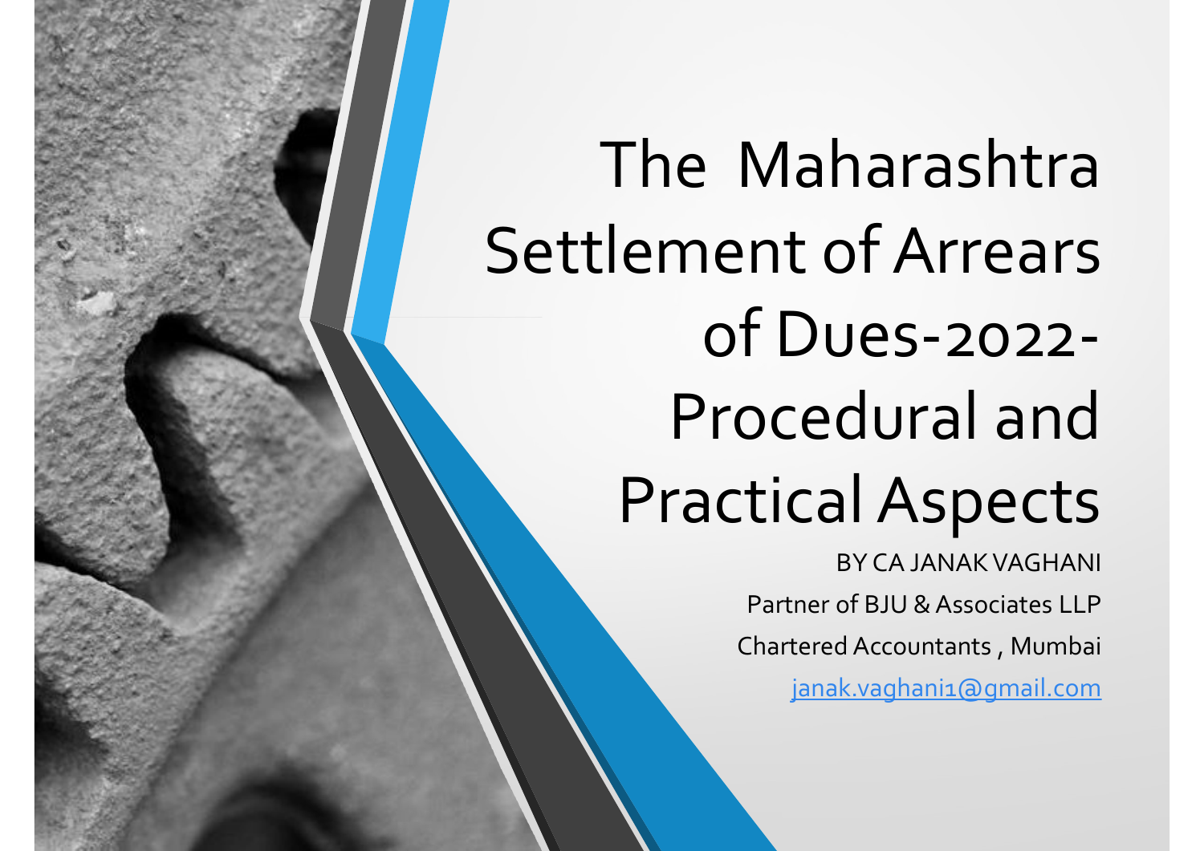# The Maharashtra Settlement of Arrears of Dues-2022-Procedural and Practical Aspects

BY CA JANAK VAGHANI

Partner of BJU & Associates LLP

Chartered Accountants , Mumbai

janak.vaghani1@gmail.com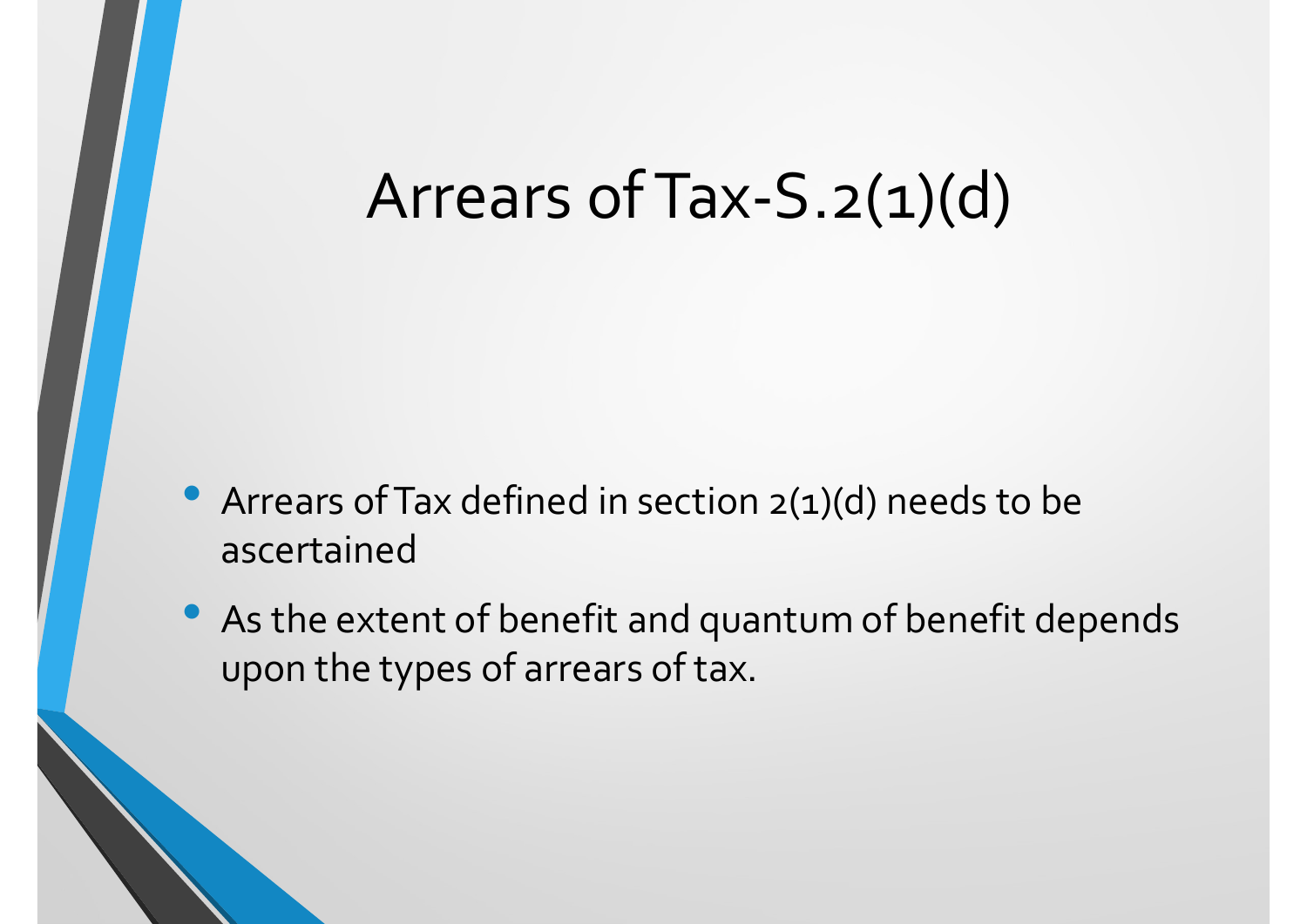# Arrears of Tax-S.2(1)(d)

- Arrears of Tax defined in section 2(1)(d) needs to be ascertained
- As the extent of benefit and quantum of benefit depends upon the types of arrears of tax.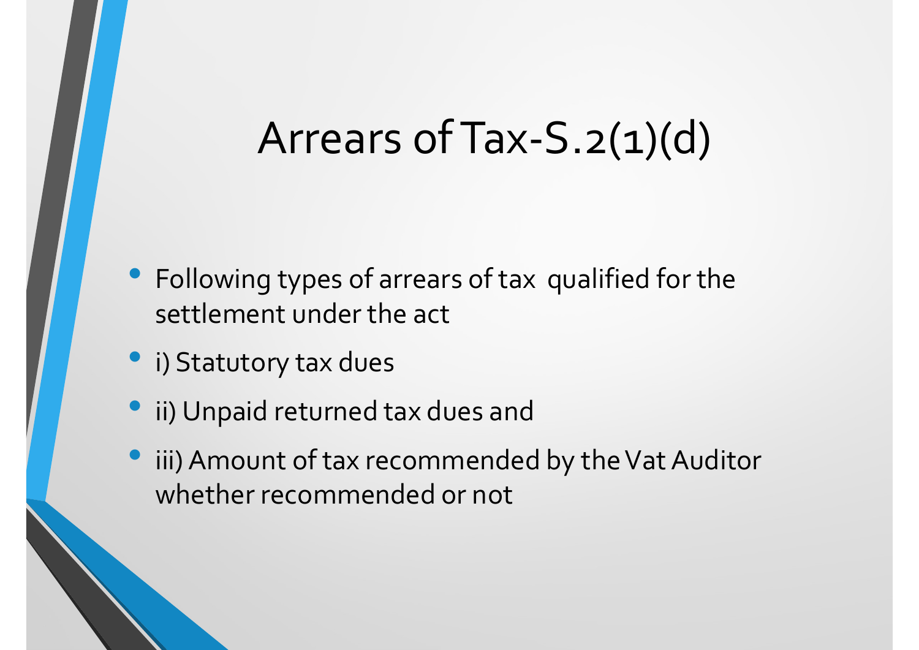# Arrears of Tax-S.2(1)(d)

- Following types of arrears of tax qualified for the settlement under the act
- i) Statutory tax dues
- ii) Unpaid returned tax dues and
- iii) Amount of tax recommended by the Vat Auditor whether recommended or not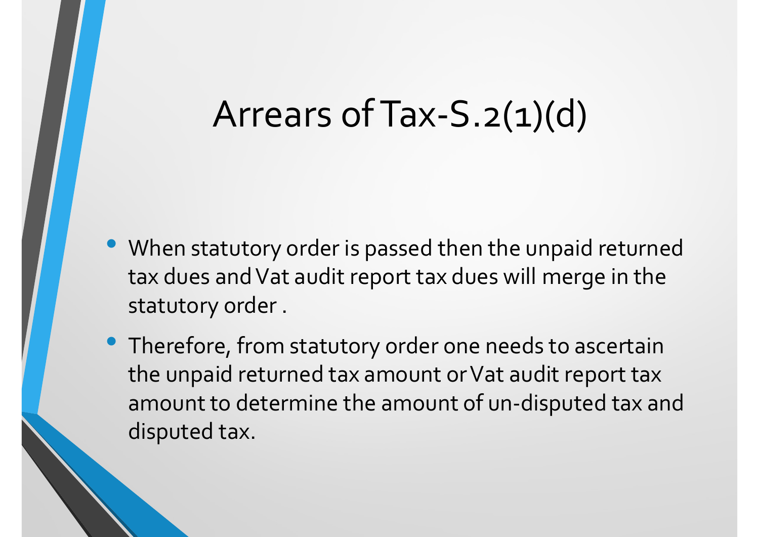# Arrears of Tax-S.2(1)(d)

- When statutory order is passed then the unpaid returned tax dues and Vat audit report tax dues will merge in the statutory order .
- Therefore, from statutory order one needs to ascertain the unpaid returned tax amount or Vat audit report tax amount to determine the amount of un-disputed tax and disputed tax.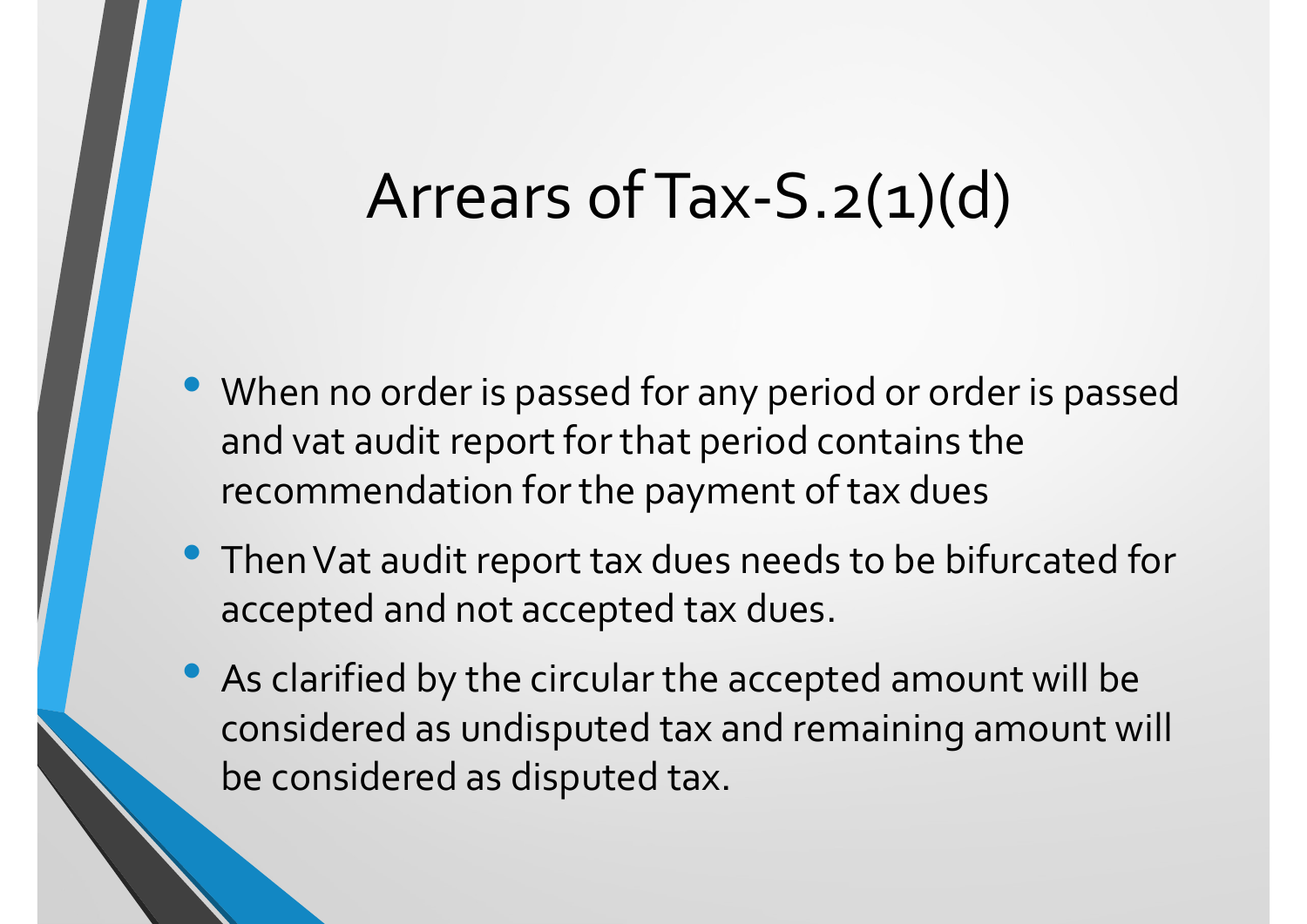# Arrears of Tax-S.2(1)(d)

- When no order is passed for any period or order is passed and vat audit report for that period contains the recommendation for the payment of tax dues
- Then Vat audit report tax dues needs to be bifurcated for accepted and not accepted tax dues.
- As clarified by the circular the accepted amount will be considered as undisputed tax and remaining amount will be considered as disputed tax.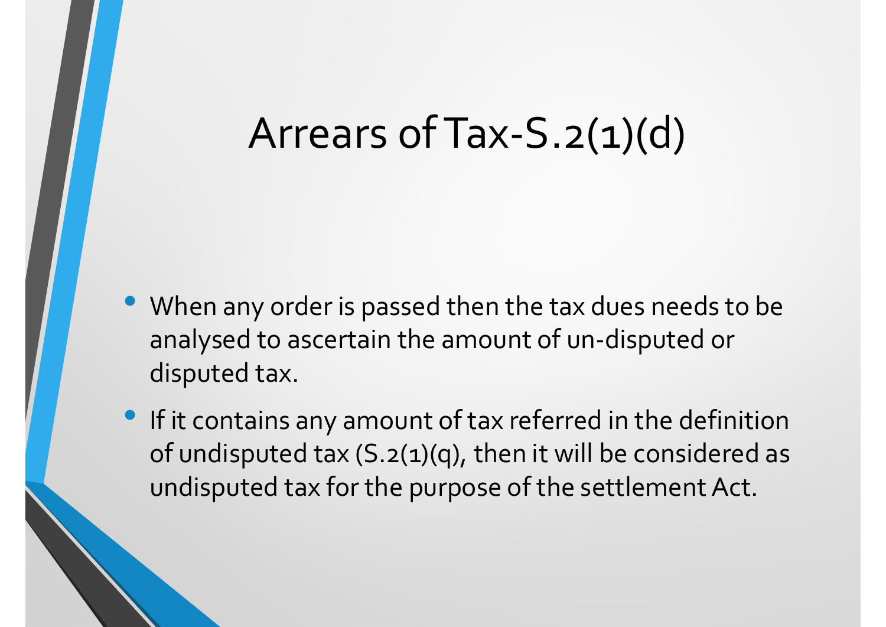# Arrears of Tax-S.2(1)(d)

- When any order is passed then the tax dues needs to be analysed to ascertain the amount of un-disputed or disputed tax.
- If it contains any amount of tax referred in the definition of undisputed tax (S.2(1)(q), then it will be considered as undisputed tax for the purpose of the settlement Act.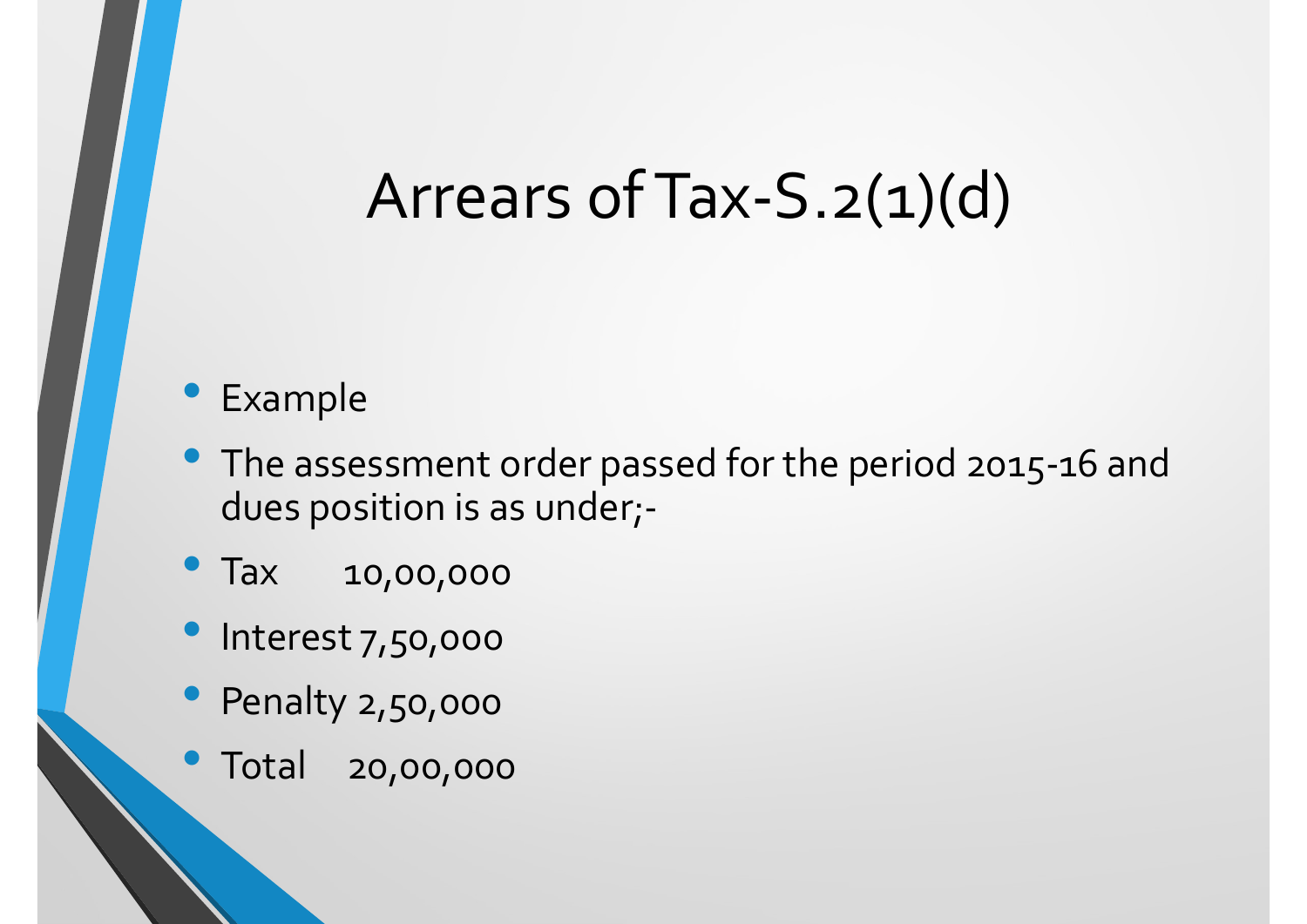# Arrears of Tax-S.2(1)(d)

- Example
- The assessment order passed for the period 2015-16 and dues position is as under;-
- Tax 10,00,000
- Interest 7,50,000
- Penalty 2,50,000
- Total 20,00,000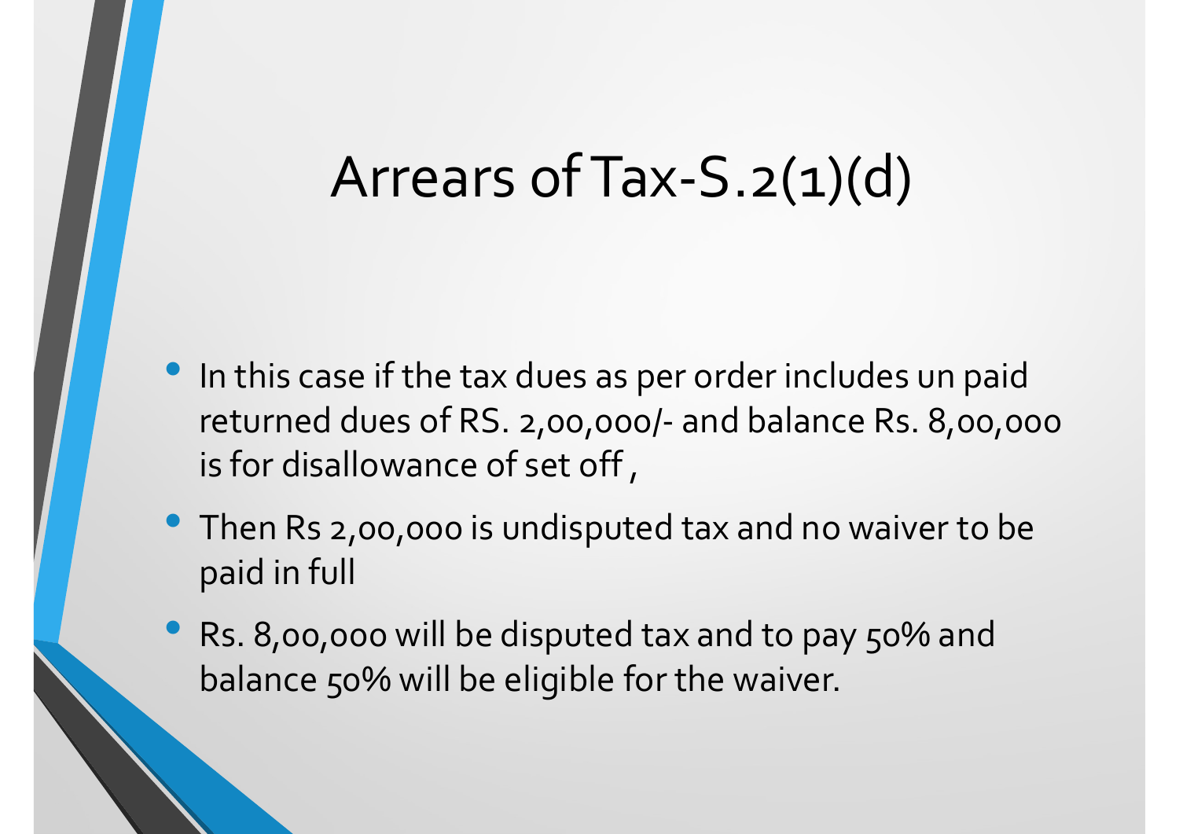# Arrears of Tax-S.2(1)(d)

- In this case if the tax dues as per order includes un paid returned dues of RS. 2,00,000/- and balance Rs. 8,00,000 is for disallowance of set off ,
- Then Rs 2,00,000 is undisputed tax and no waiver to be paid in full
- Rs. 8,00,000 will be disputed tax and to pay 50% and balance 50% will be eligible for the waiver.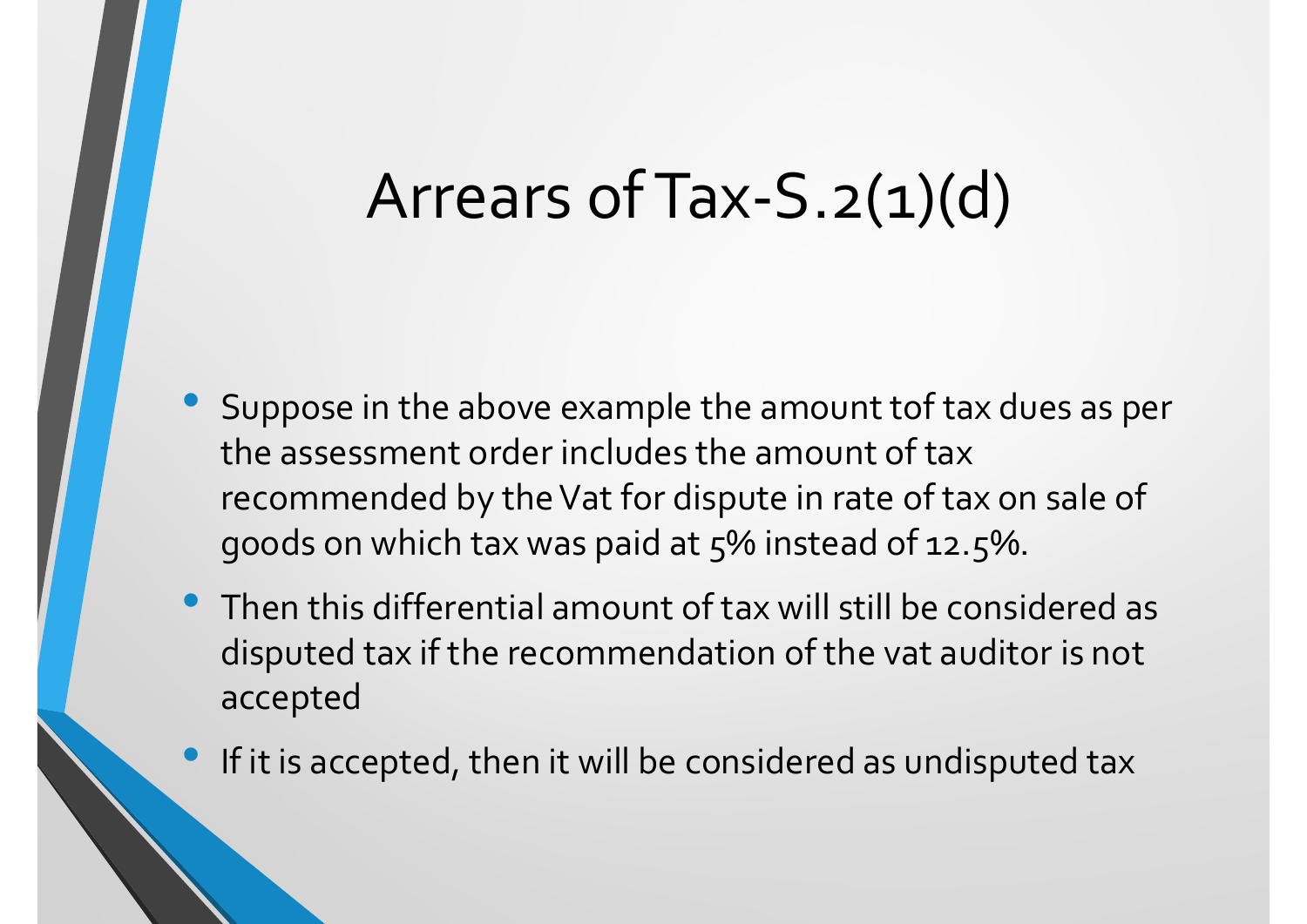# Arrears of Tax-S.2(1)(d)

- Suppose in the above example the amount tof tax dues as per the assessment order includes the amount of tax recommended by the Vat for dispute in rate of tax on sale of goods on which tax was paid at 5% instead of 12.5%.
- Then this differential amount of tax will still be considered as disputed tax if the recommendation of the vat auditor is not accepted
- If it is accepted, then it will be considered as undisputed tax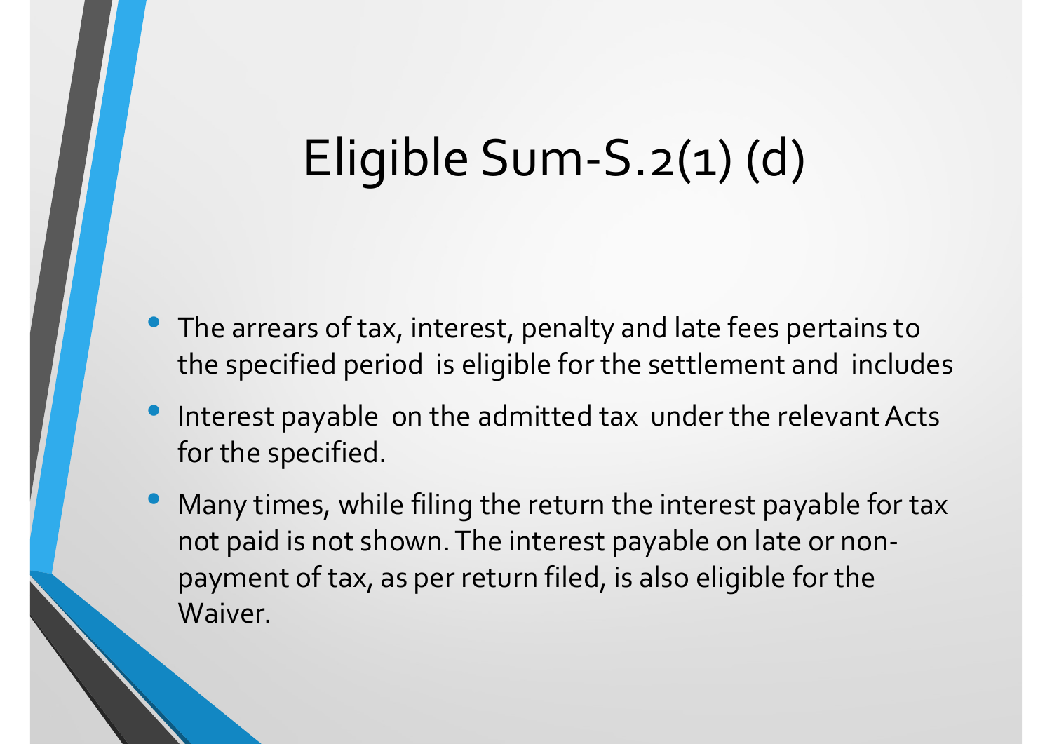# Eligible Sum-S.2(1) (d)

- The arrears of tax, interest, penalty and late fees pertains to the specified period is eligible for the settlement and includes
- Interest payable on the admitted tax under the relevant Acts for the specified.
- Many times, while filing the return the interest payable for tax not paid is not shown. The interest payable on late or non-payment of tax, as per return filed, is also eligible for the Waiver.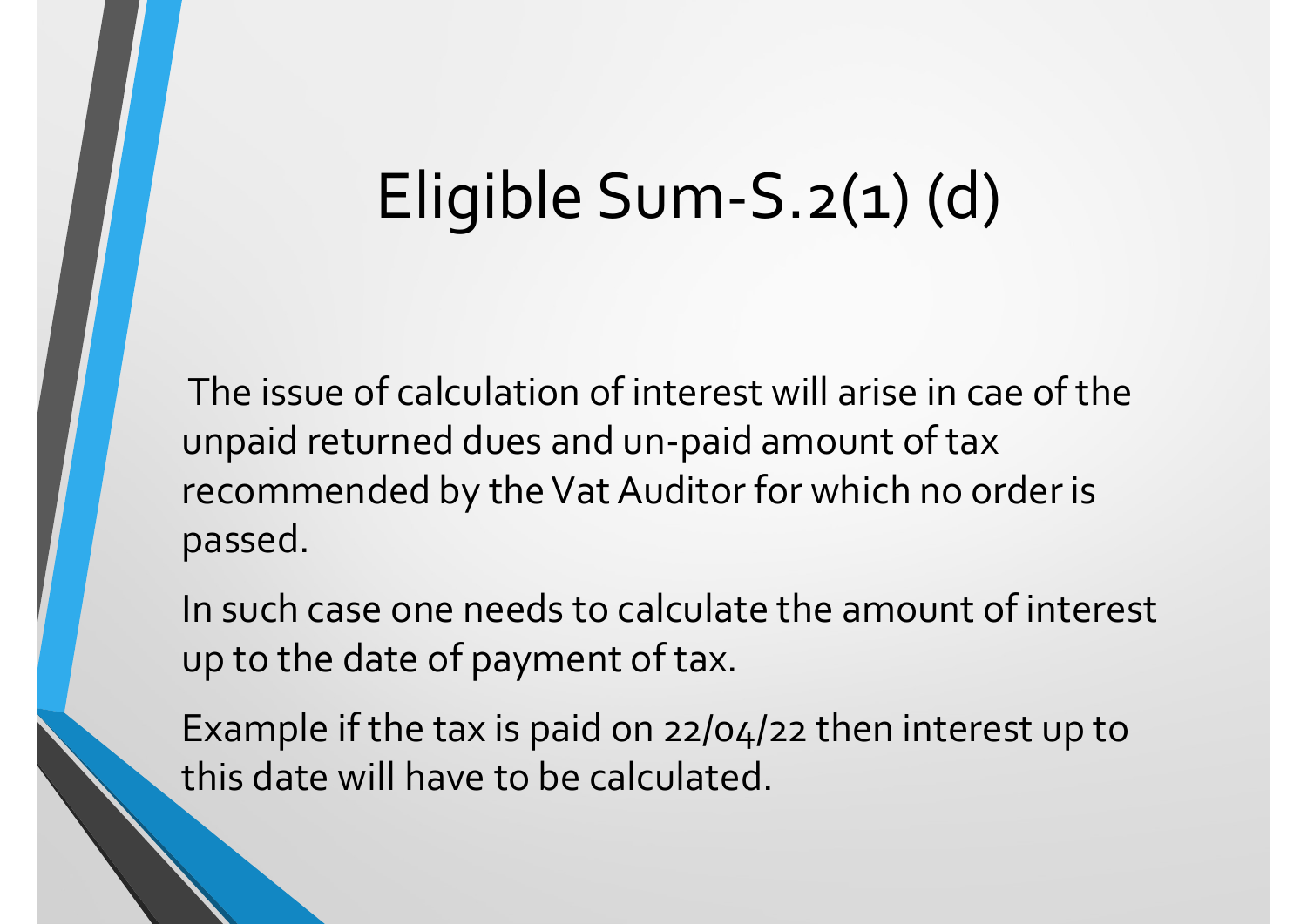# Eligible Sum-S.2(1) (d)

The issue of calculation of interest will arise in cae of the unpaid returned dues and un-paid amount of tax recommended by the Vat Auditor for which no order is passed.

In such case one needs to calculate the amount of interest up to the date of payment of tax.

Example if the tax is paid on 22/04/22 then interest up to this date will have to be calculated.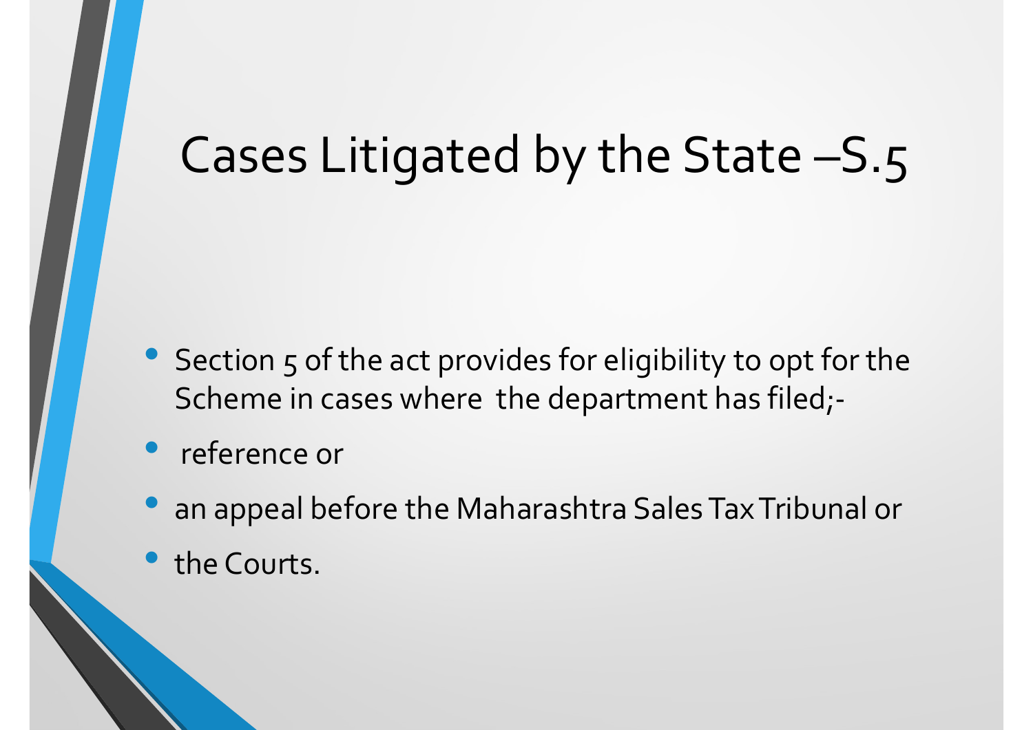# Cases Litigated by the State –S.5

- Section 5 of the act provides for eligibility to opt for the Scheme in cases where the department has filed;-
- reference or
- an appeal before the Maharashtra Sales Tax Tribunal or
- the Courts.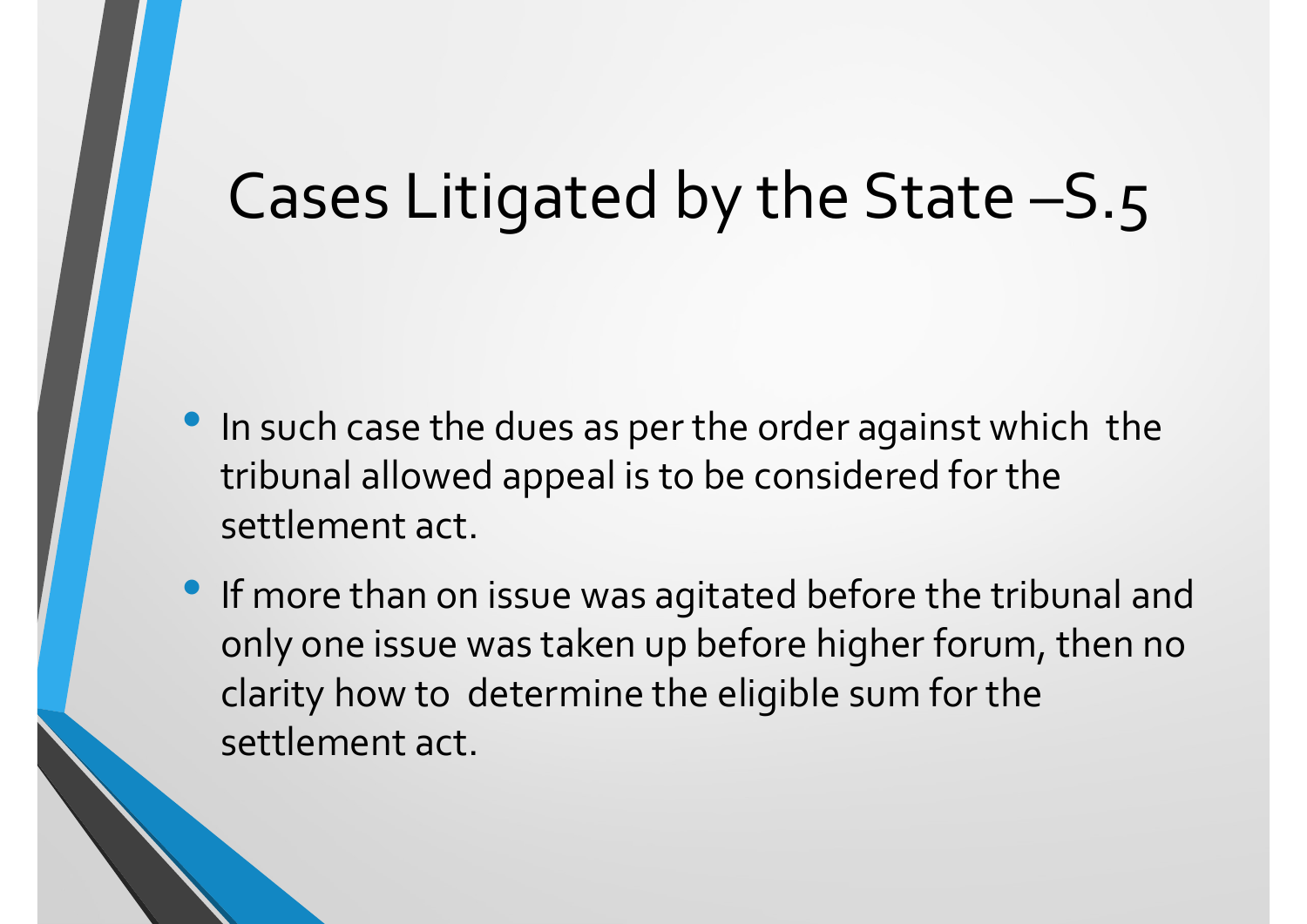# Cases Litigated by the State –S.5

- In such case the dues as per the order against which the tribunal allowed appeal is to be considered for the settlement act.
- If more than on issue was agitated before the tribunal and only one issue was taken up before higher forum, then no clarity how to determine the eligible sum for the settlement act.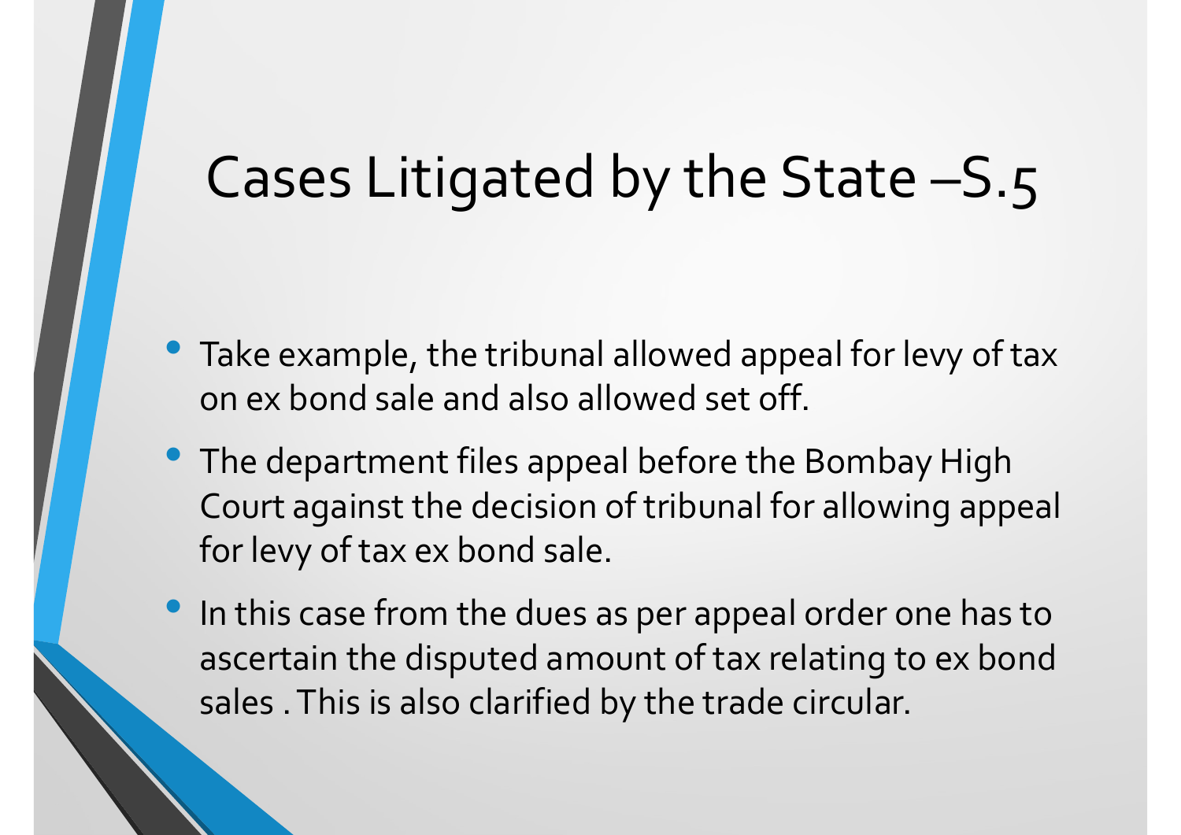# Cases Litigated by the State –S.5

- Take example, the tribunal allowed appeal for levy of tax on ex bond sale and also allowed set off.
- The department files appeal before the Bombay High Court against the decision of tribunal for allowing appeal for levy of tax ex bond sale.
- In this case from the dues as per appeal order one has to ascertain the disputed amount of tax relating to ex bond sales . This is also clarified by the trade circular.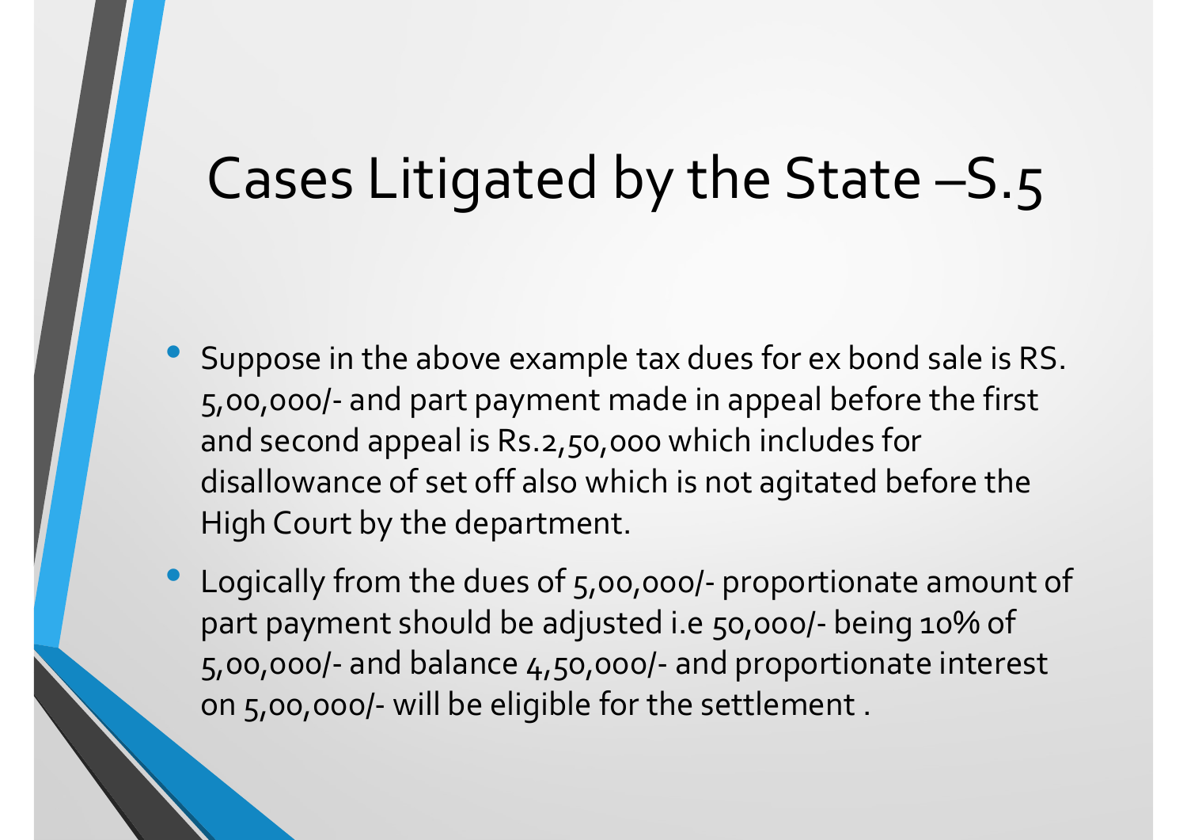# Cases Litigated by the State –S.5

- Suppose in the above example tax dues for ex bond sale is RS. 5,00,000/- and part payment made in appeal before the first and second appeal is Rs.2,50,000 which includes for disallowance of set off also which is not agitated before the High Court by the department.
- Logically from the dues of 5,00,000/- proportionate amount of part payment should be adjusted i.e 50,000/- being 10% of 5,00,000/- and balance 4,50,000/- and proportionate interest on 5,00,000/- will be eligible for the settlement .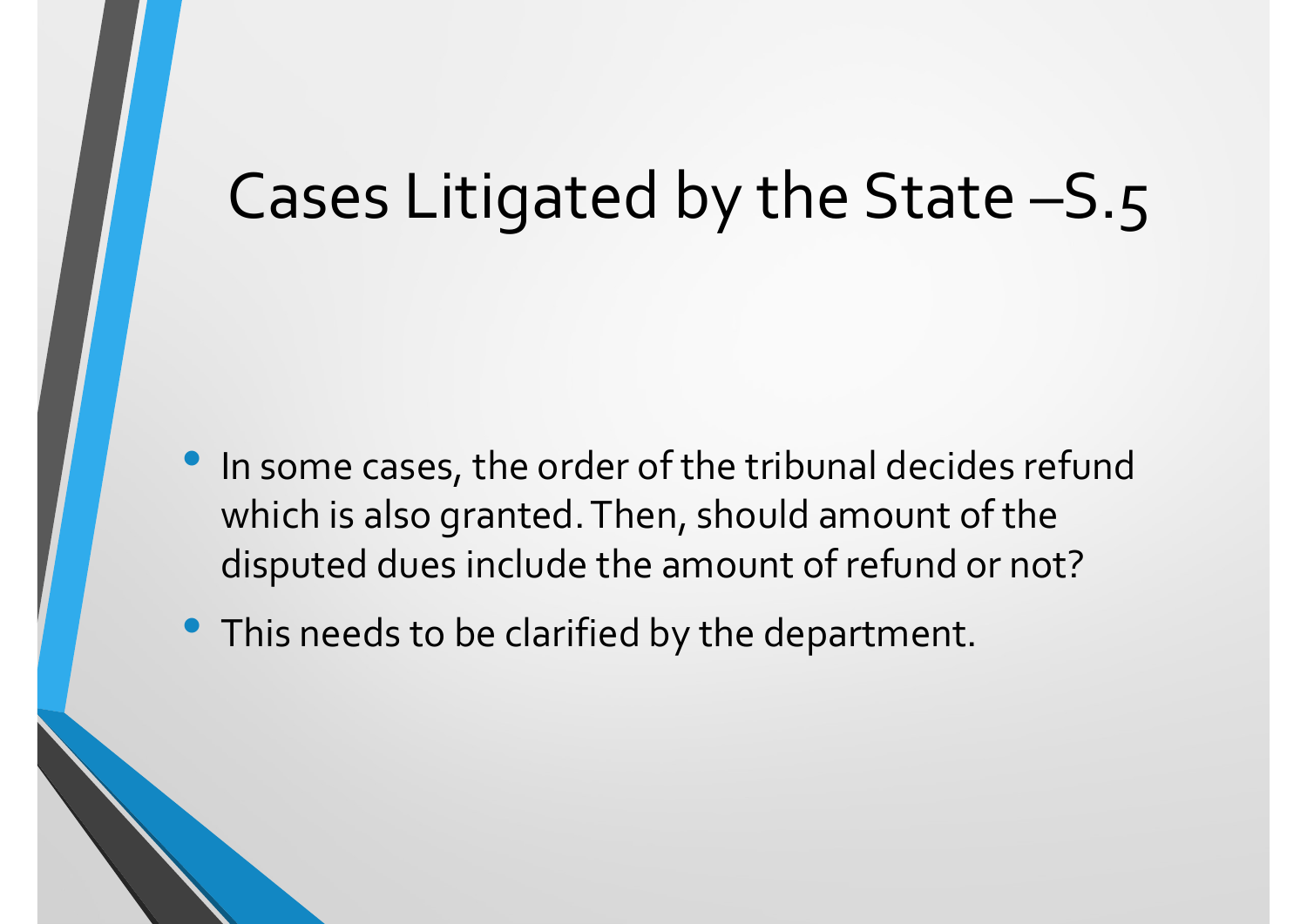# Cases Litigated by the State –S.5

- In some cases, the order of the tribunal decides refund which is also granted. Then, should amount of the disputed dues include the amount of refund or not?
- This needs to be clarified by the department.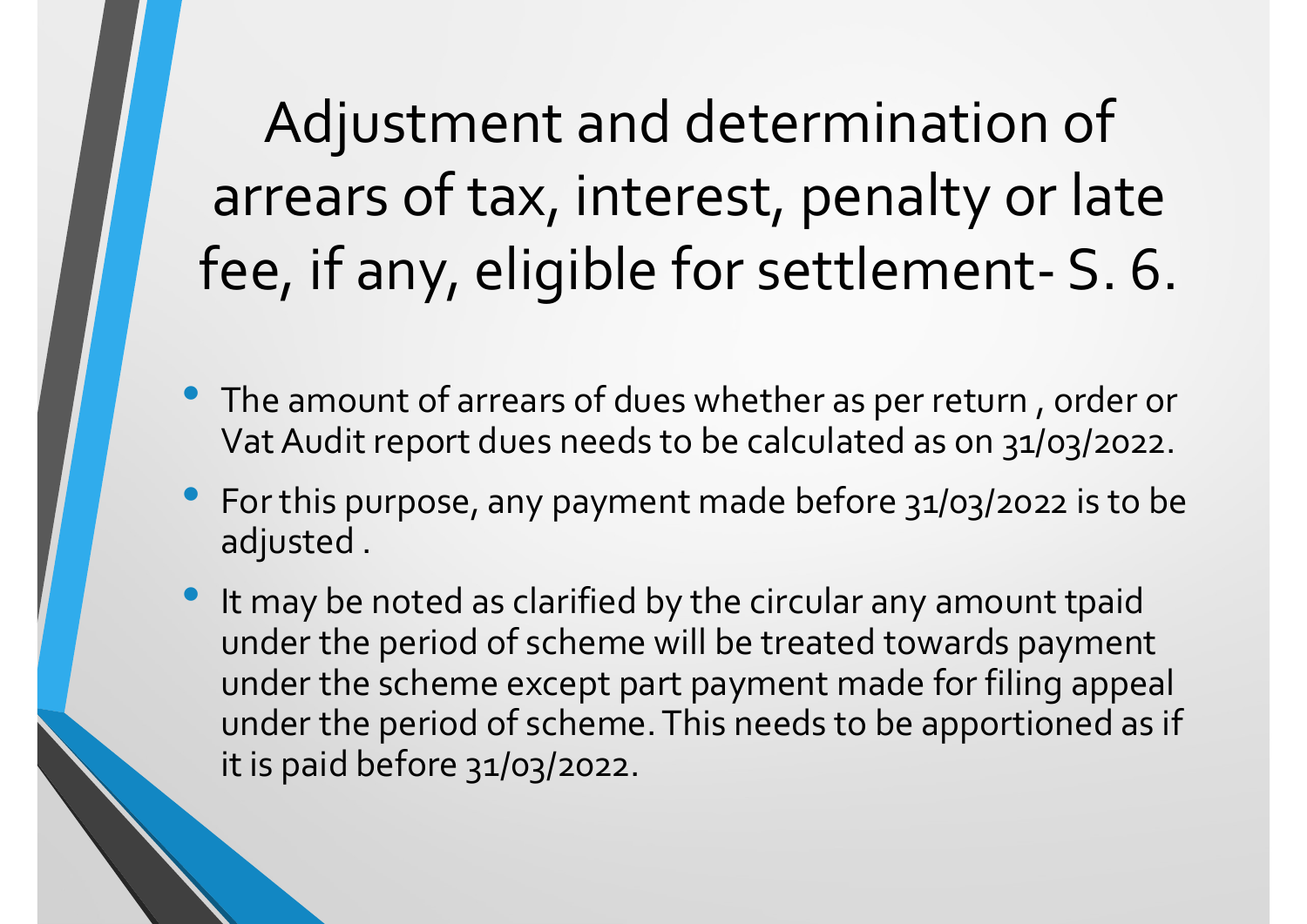# Adjustment and determination of arrears of tax, interest, penalty or late fee, if any, eligible for settlement- S. 6.

- The amount of arrears of dues whether as per return , order or Vat Audit report dues needs to be calculated as on 31/03/2022.
- For this purpose, any payment made before 31/03/2022 is to be adjusted .
- It may be noted as clarified by the circular any amount tpaid under the period of scheme will be treated towards payment under the scheme except part payment made for filing appeal under the period of scheme. This needs to be apportioned as if it is paid before 31/03/2022.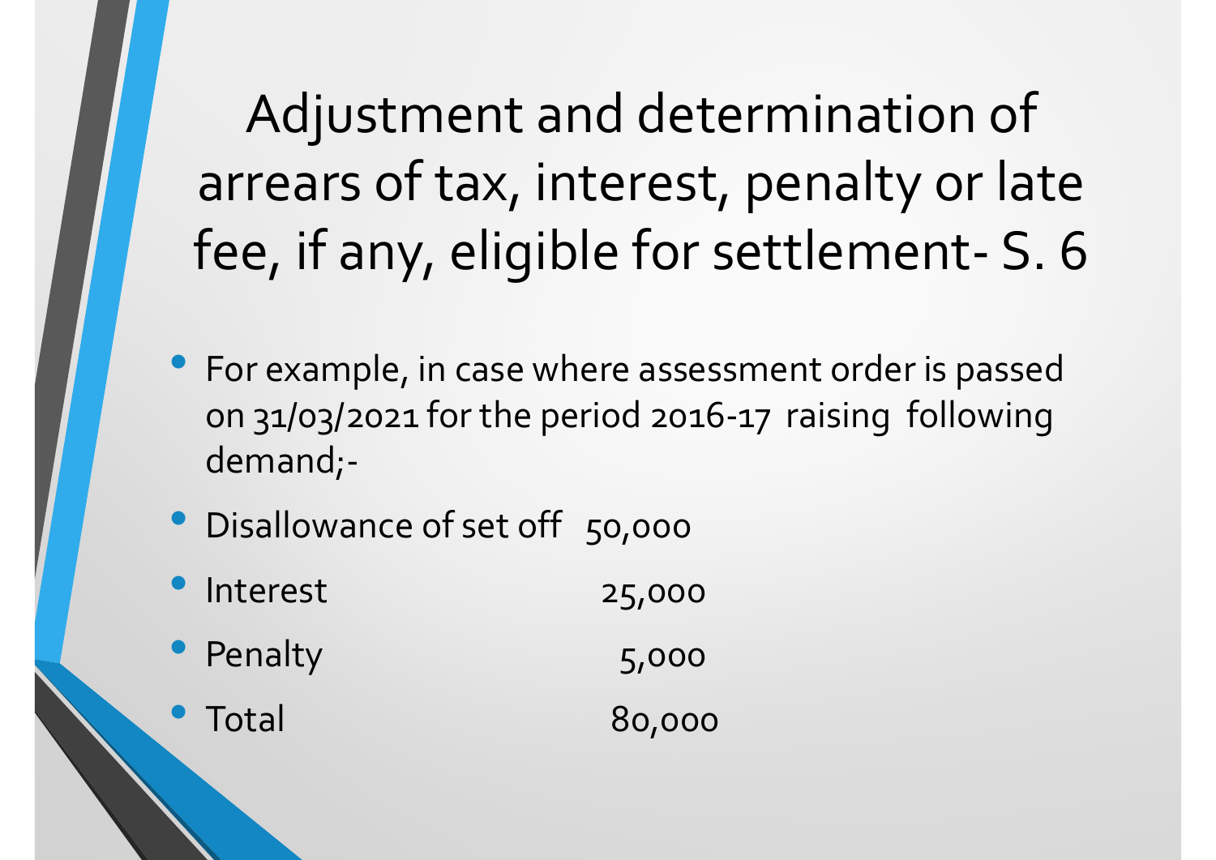# Adjustment and determination of arrears of tax, interest, penalty or late fee, if any, eligible for settlement- S. 6

- For example, in case where assessment order is passed on 31/03/2021 for the period 2016-17 raising following demand;-
- Disallowance of set off 50,000
- Interest 25,000
- Penalty 5,000
- Total 80,000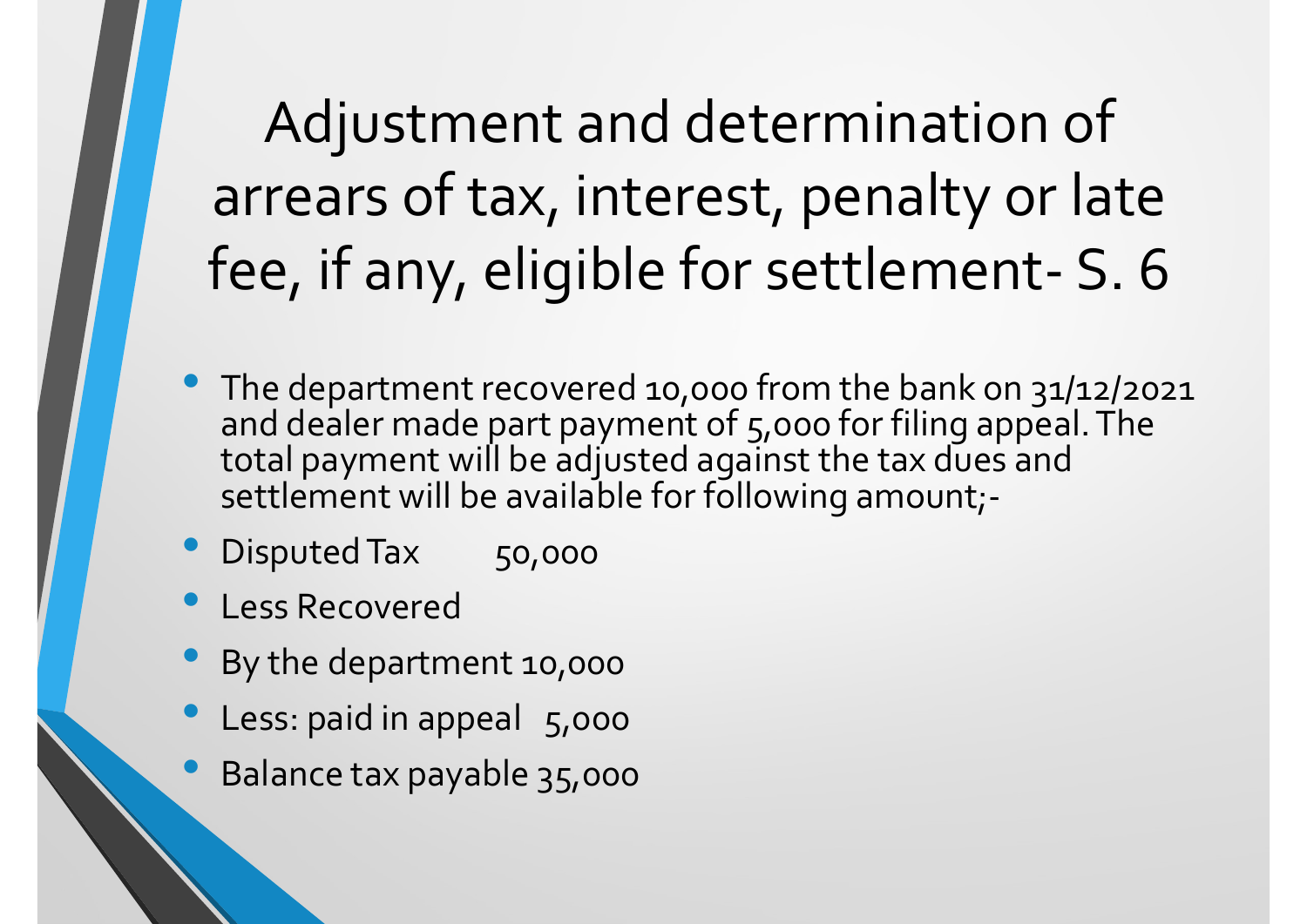# Adjustment and determination of arrears of tax, interest, penalty or late fee, if any, eligible for settlement- S. 6

- The department recovered 10,000 from the bank on 31/12/2021 and dealer made part payment of 5,000 for filing appeal. The total payment will be adjusted against the tax dues and settlement will be available for following amount;-
- Disputed Tax 50,000
- Less Recovered
- By the department 10,000
- Less: paid in appeal 5,000
- Balance tax payable 35,000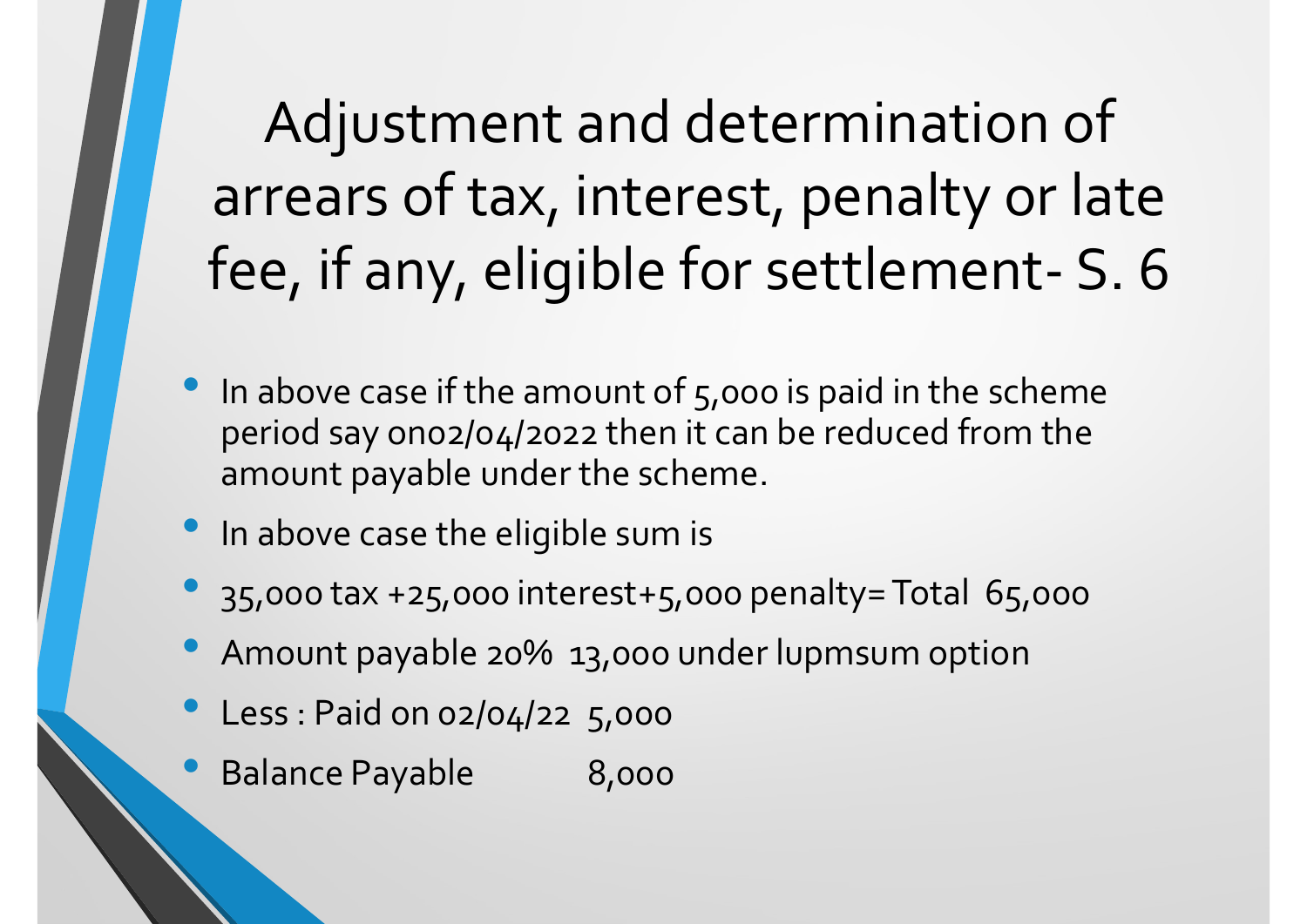# Adjustment and determination of arrears of tax, interest, penalty or late fee, if any, eligible for settlement- S. 6

- In above case if the amount of 5,000 is paid in the scheme period say on02/04/2022 then it can be reduced from the amount payable under the scheme.
- In above case the eligible sum is
- 35,000 tax +25,000 interest+5,000 penalty= Total 65,000
- Amount payable 20% 13,000 under lupmsum option
- Less : Paid on 02/04/22 5,000
- Balance Payable 8,000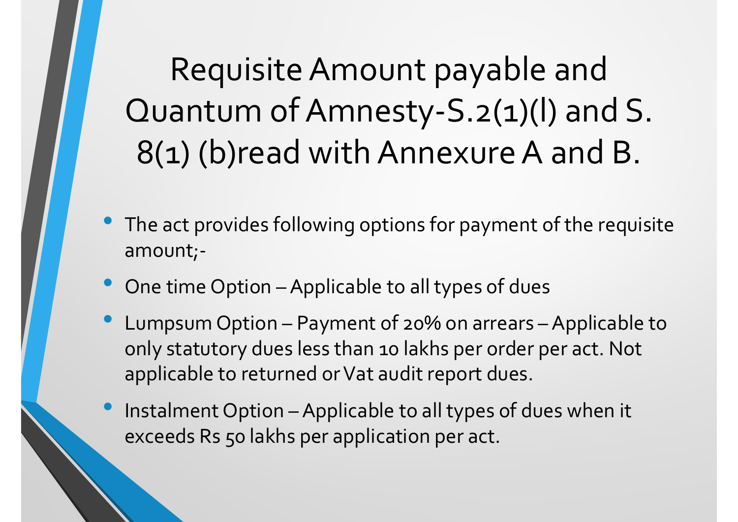# Requisite Amount payable and Quantum of Amnesty-S.2(1)(l) and S. 8(1) (b)read with Annexure A and B.

- The act provides following options for payment of the requisite amount;-
- One time Option – Applicable to all types of dues
- Lumpsum Option – Payment of 20% on arrears – Applicable to only statutory dues less than 10 lakhs per order per act. Not applicable to returned or Vat audit report dues.
- Instalment Option – Applicable to all types of dues when it exceeds Rs 50 lakhs per application per act.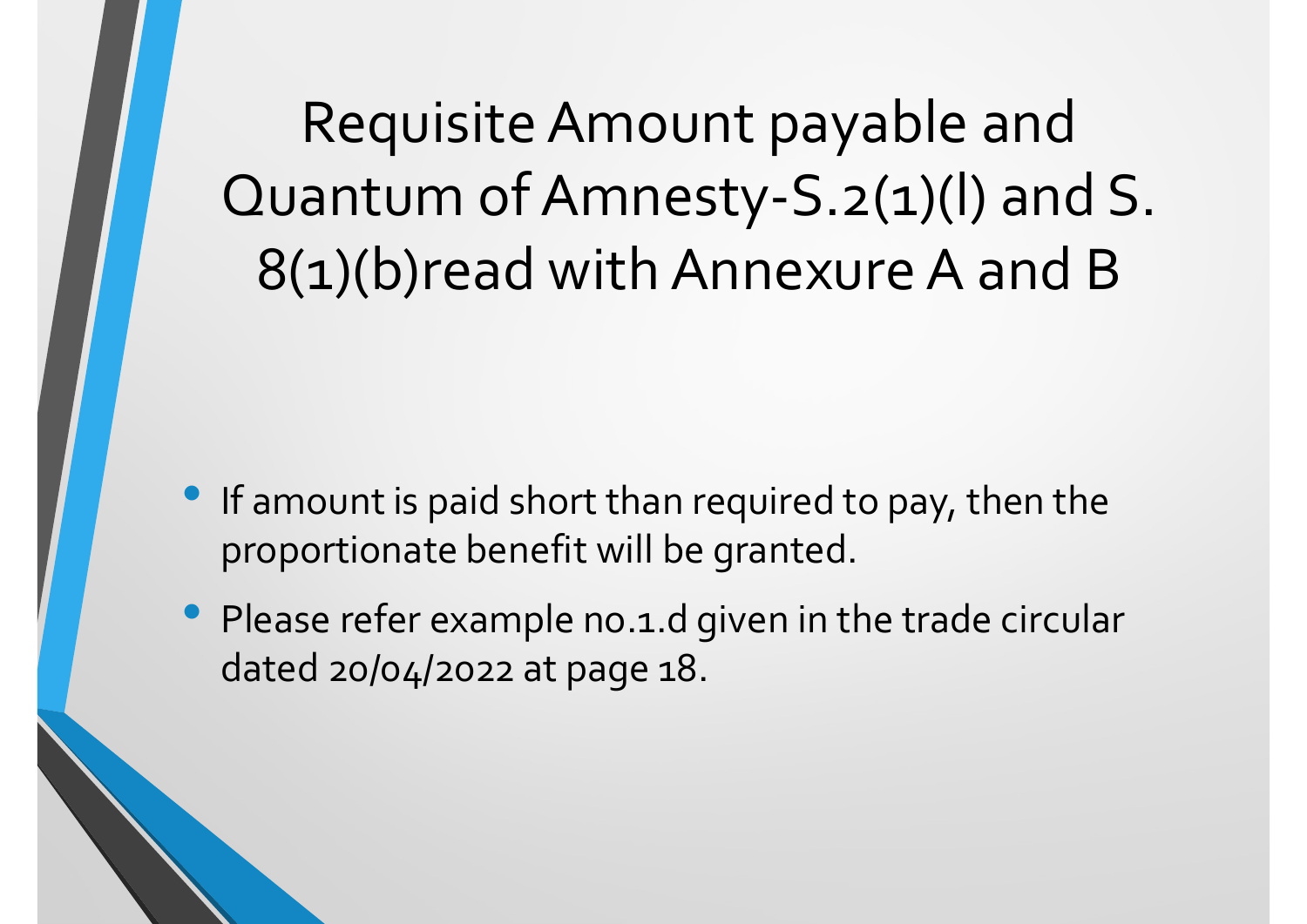# Requisite Amount payable and Quantum of Amnesty-S.2(1)(l) and S. 8(1)(b)read with Annexure A and B

- If amount is paid short than required to pay, then the proportionate benefit will be granted.
- Please refer example no.1.d given in the trade circular dated 20/04/2022 at page 18.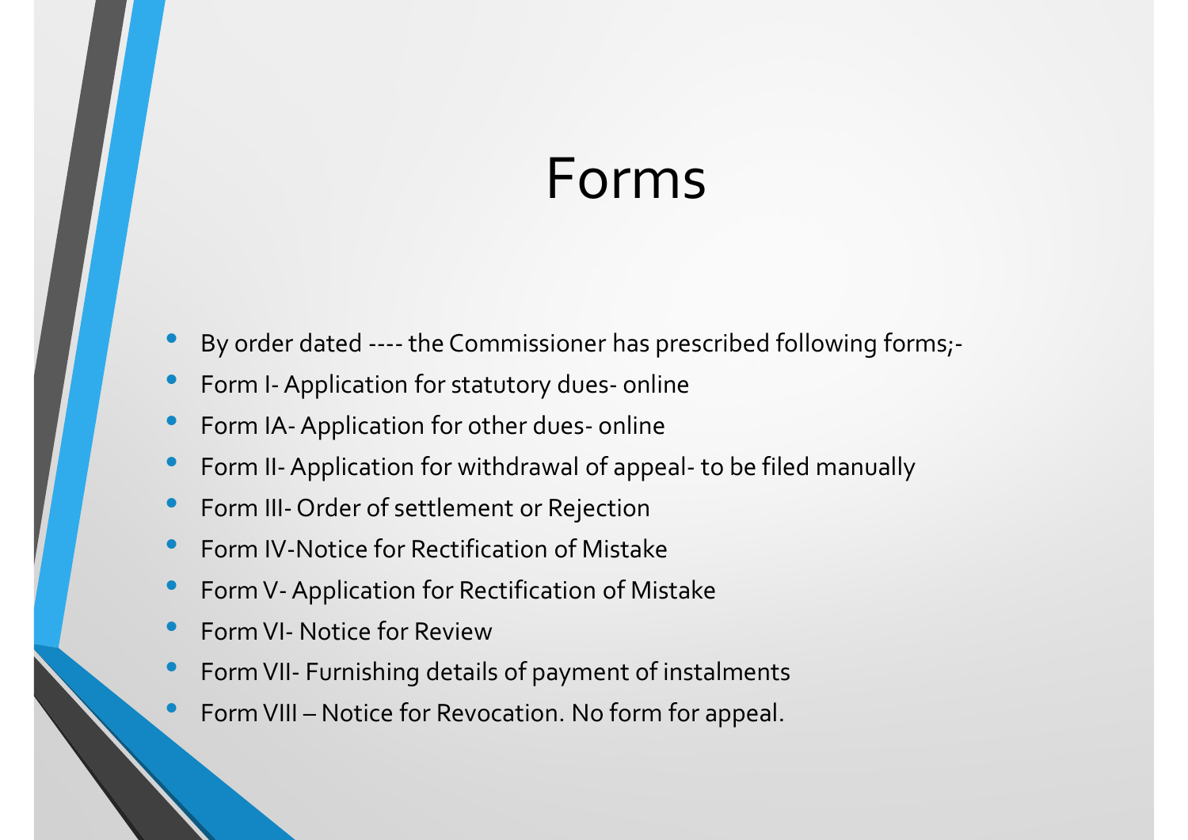# Forms

- By order dated ---- the Commissioner has prescribed following forms;-
- Form I- Application for statutory dues- online
- Form IA- Application for other dues- online
- Form II- Application for withdrawal of appeal- to be filed manually
- Form III- Order of settlement or Rejection
- Form IV-Notice for Rectification of Mistake
- Form V- Application for Rectification of Mistake
- Form VI- Notice for Review
- Form VII- Furnishing details of payment of instalments
- Form VIII – Notice for Revocation. No form for appeal.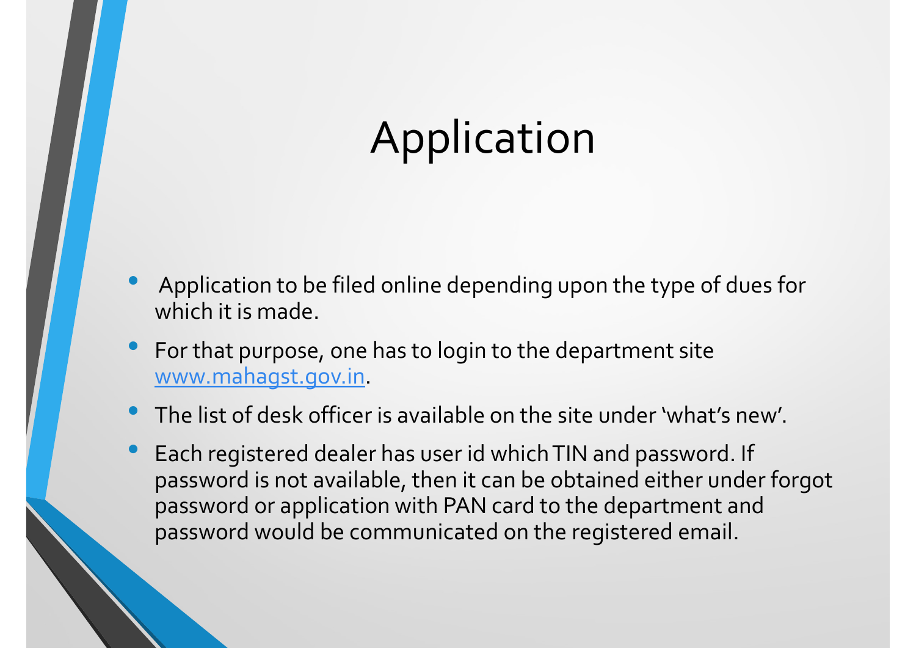# Application

- Application to be filed online depending upon the type of dues for which it is made.
- For that purpose, one has to login to the department site [www.mahagst.gov.in](http://www.mahagst.gov.in).
- The list of desk officer is available on the site under 'what's new'.
- Each registered dealer has user id which TIN and password. If password is not available, then it can be obtained either under forgot password or application with PAN card to the department and password would be communicated on the registered email.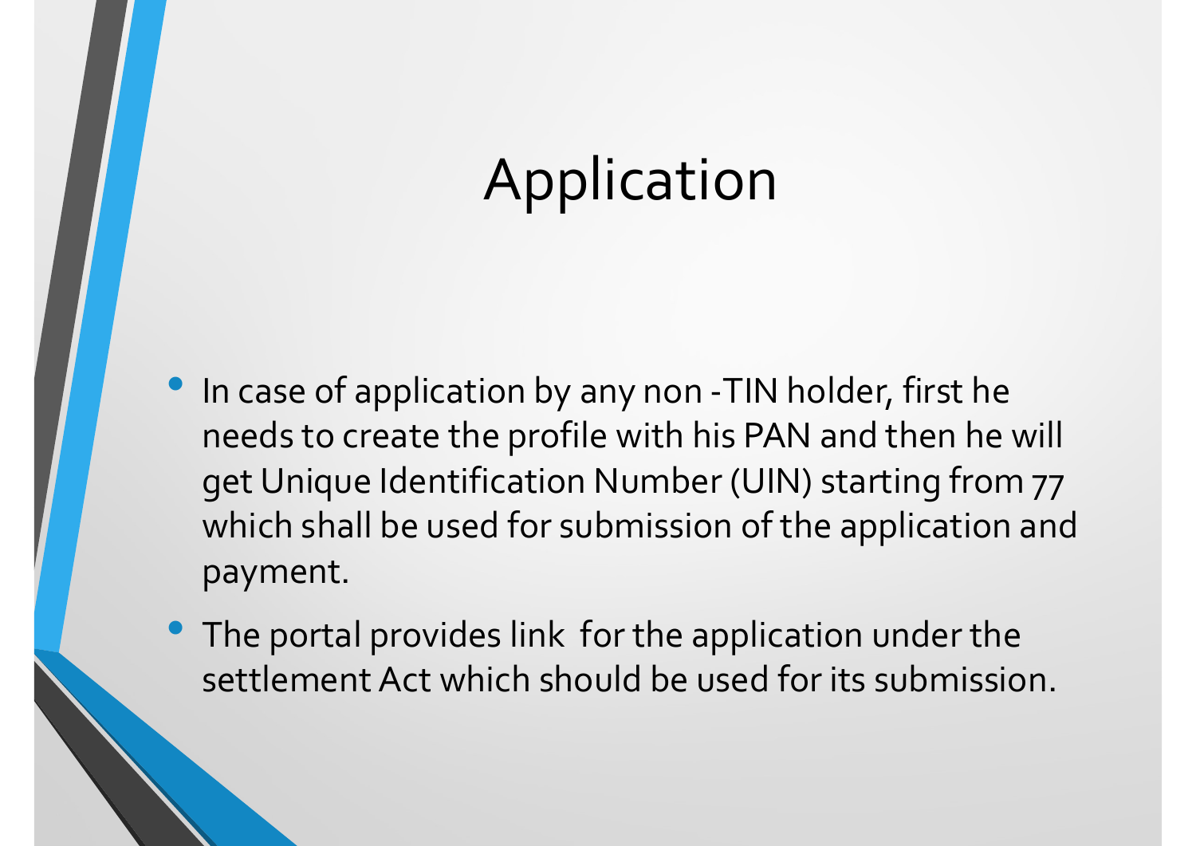# Application

- In case of application by any non -TIN holder, first he needs to create the profile with his PAN and then he will get Unique Identification Number (UIN) starting from 77 which shall be used for submission of the application and payment.
- The portal provides link for the application under the settlement Act which should be used for its submission.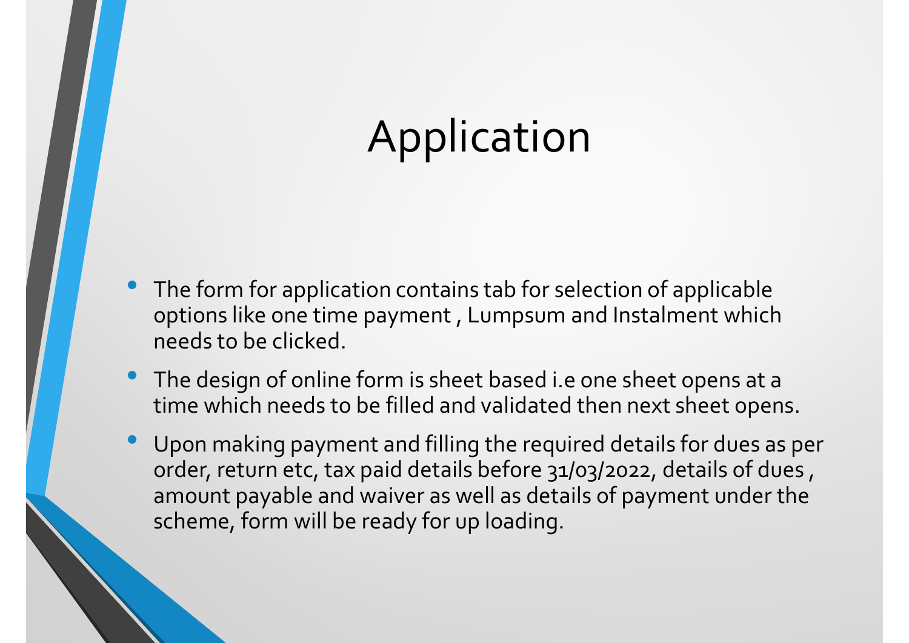# Application

- The form for application contains tab for selection of applicable options like one time payment , Lumpsum and Instalment which needs to be clicked.
- The design of online form is sheet based i.e one sheet opens at a time which needs to be filled and validated then next sheet opens.
- Upon making payment and filling the required details for dues as per order, return etc, tax paid details before 31/03/2022, details of dues , amount payable and waiver as well as details of payment under the scheme, form will be ready for up loading.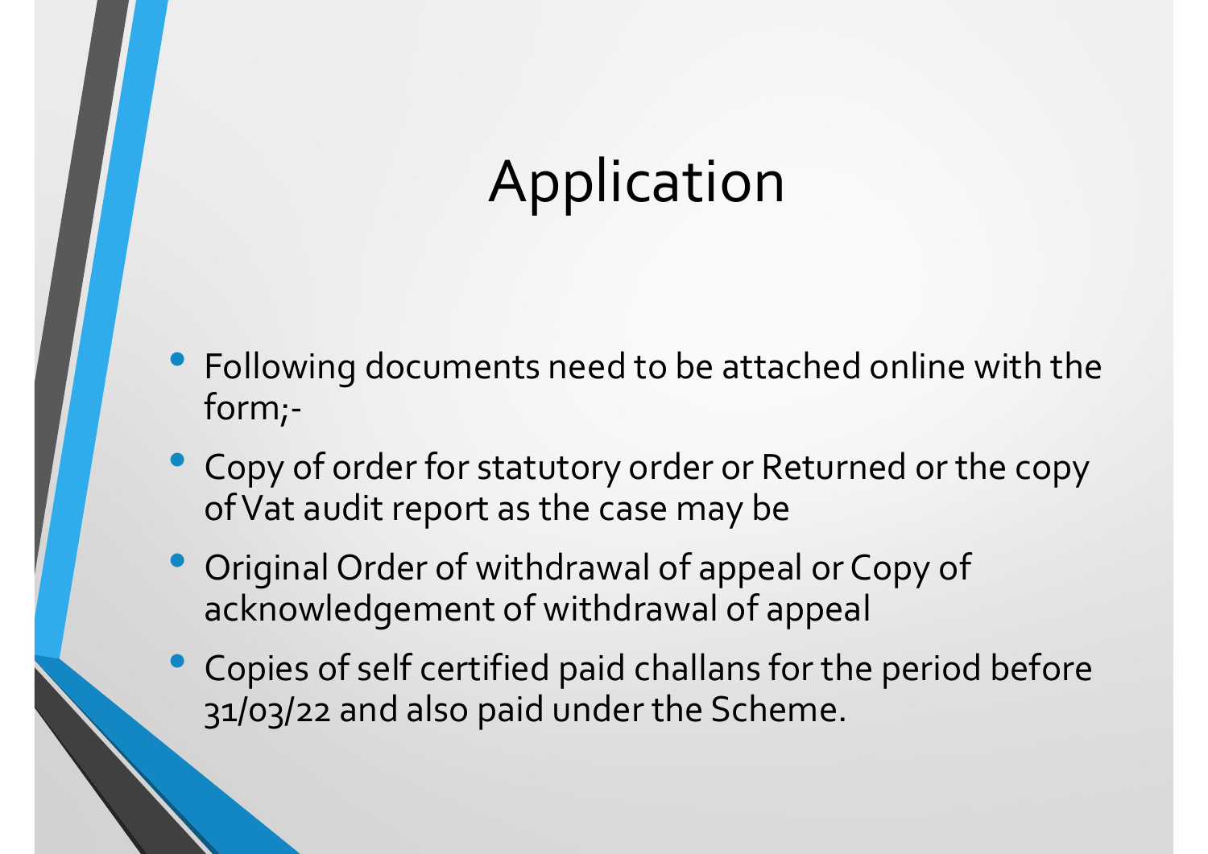# Application

- Following documents need to be attached online with the form;-
- Copy of order for statutory order or Returned or the copy of Vat audit report as the case may be
- Original Order of withdrawal of appeal or Copy of acknowledgement of withdrawal of appeal
- Copies of self certified paid challans for the period before 31/03/22 and also paid under the Scheme.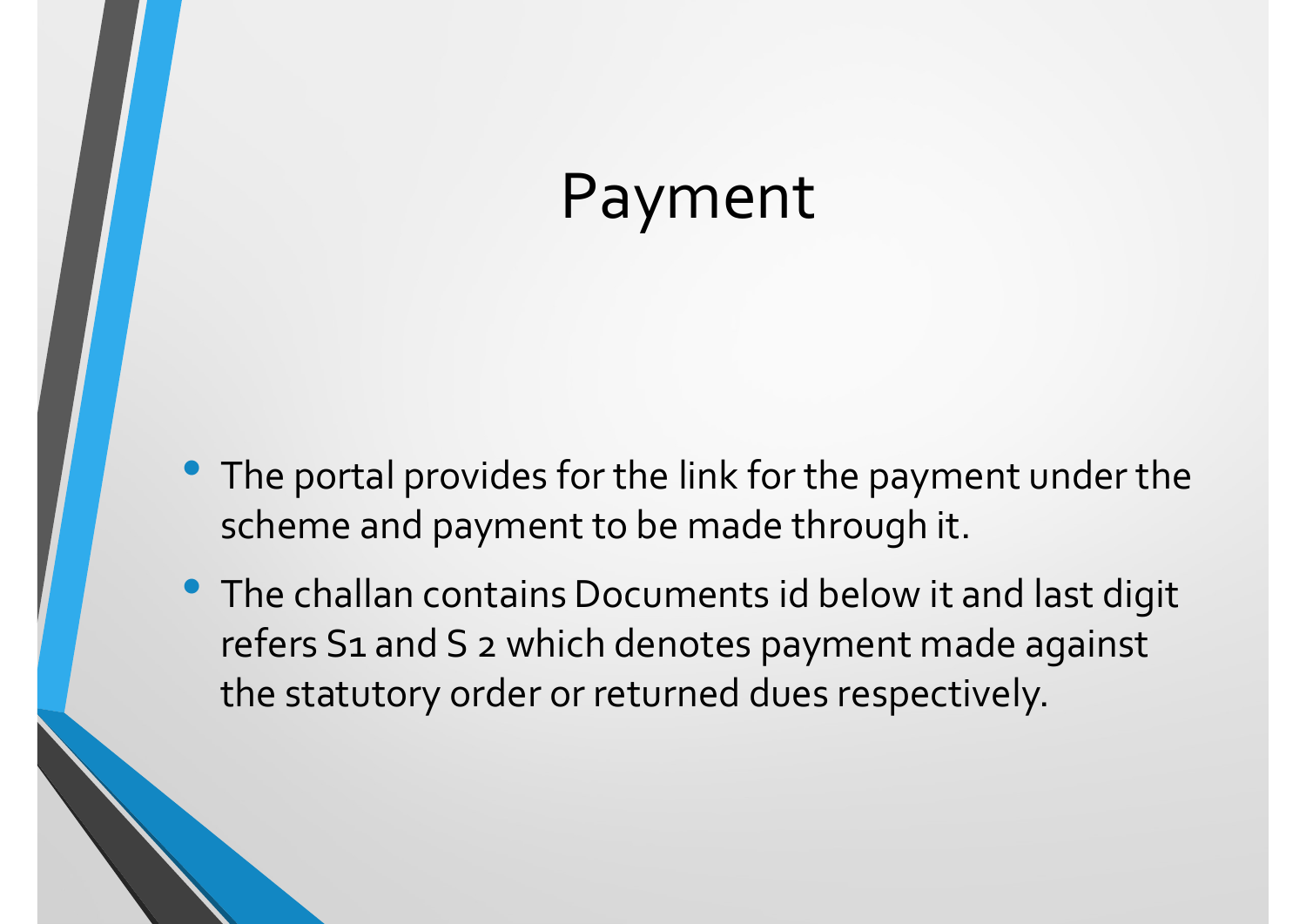# Payment

- The portal provides for the link for the payment under the scheme and payment to be made through it.
- The challan contains Documents id below it and last digit refers S1 and S 2 which denotes payment made against the statutory order or returned dues respectively.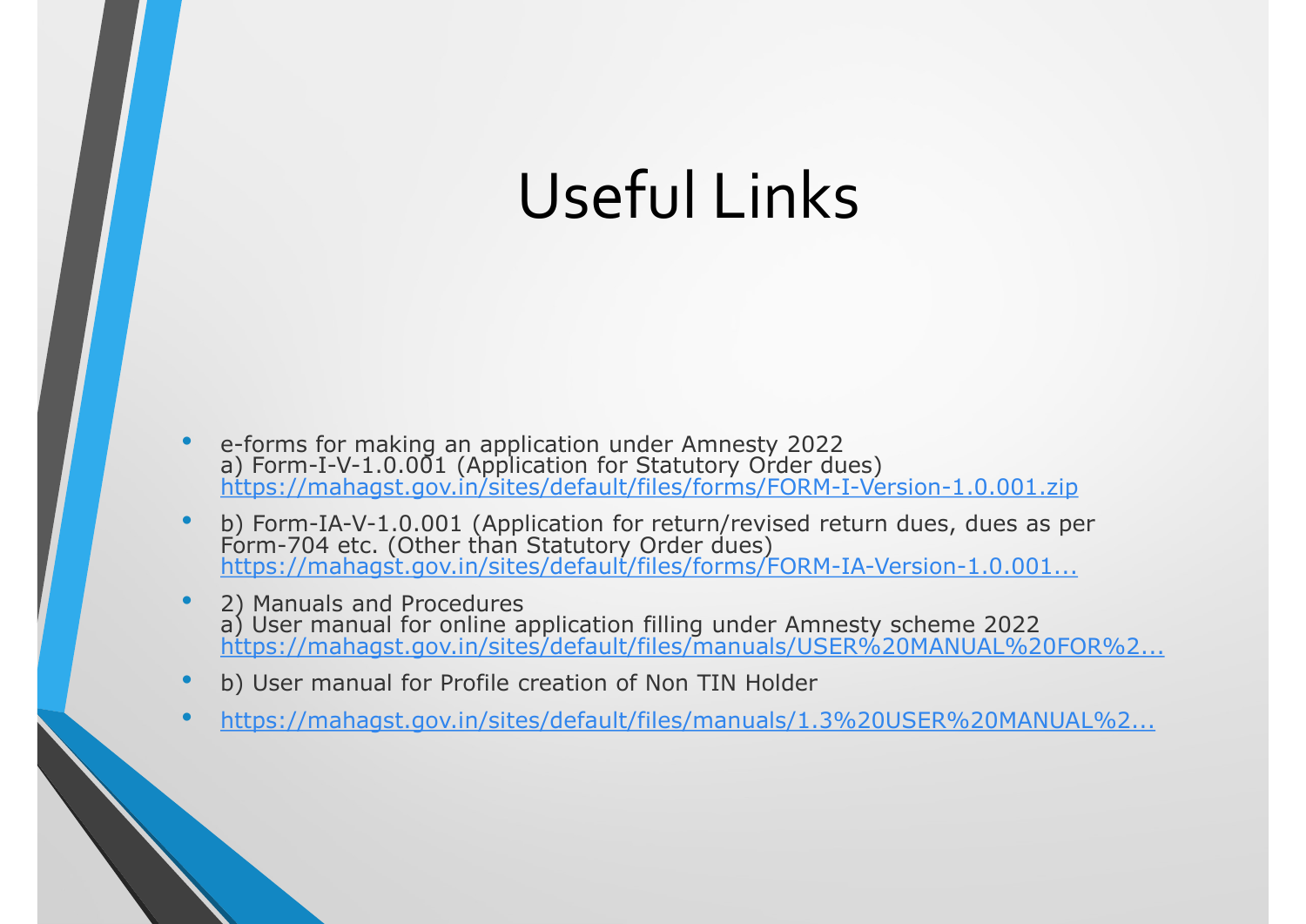# Useful Links

- e-forms for making an application under Amnesty 2022
  a) Form-I-V-1.0.001 (Application for Statutory Order dues)
  https://mahagst.gov.in/sites/default/files/forms/FORM-I-Version-1.0.001.zip
- b) Form-IA-V-1.0.001 (Application for return/revised return dues, dues as per Form-704 etc. (Other than Statutory Order dues)
  https://mahagst.gov.in/sites/default/files/forms/FORM-IA-Version-1.0.001...
- 2) Manuals and Procedures
  a) User manual for online application filling under Amnesty scheme 2022
  https://mahagst.gov.in/sites/default/files/manuals/USER%20MANUAL%20FOR%2...
- b) User manual for Profile creation of Non TIN Holder
- https://mahagst.gov.in/sites/default/files/manuals/1.3%20USER%20MANUAL%2...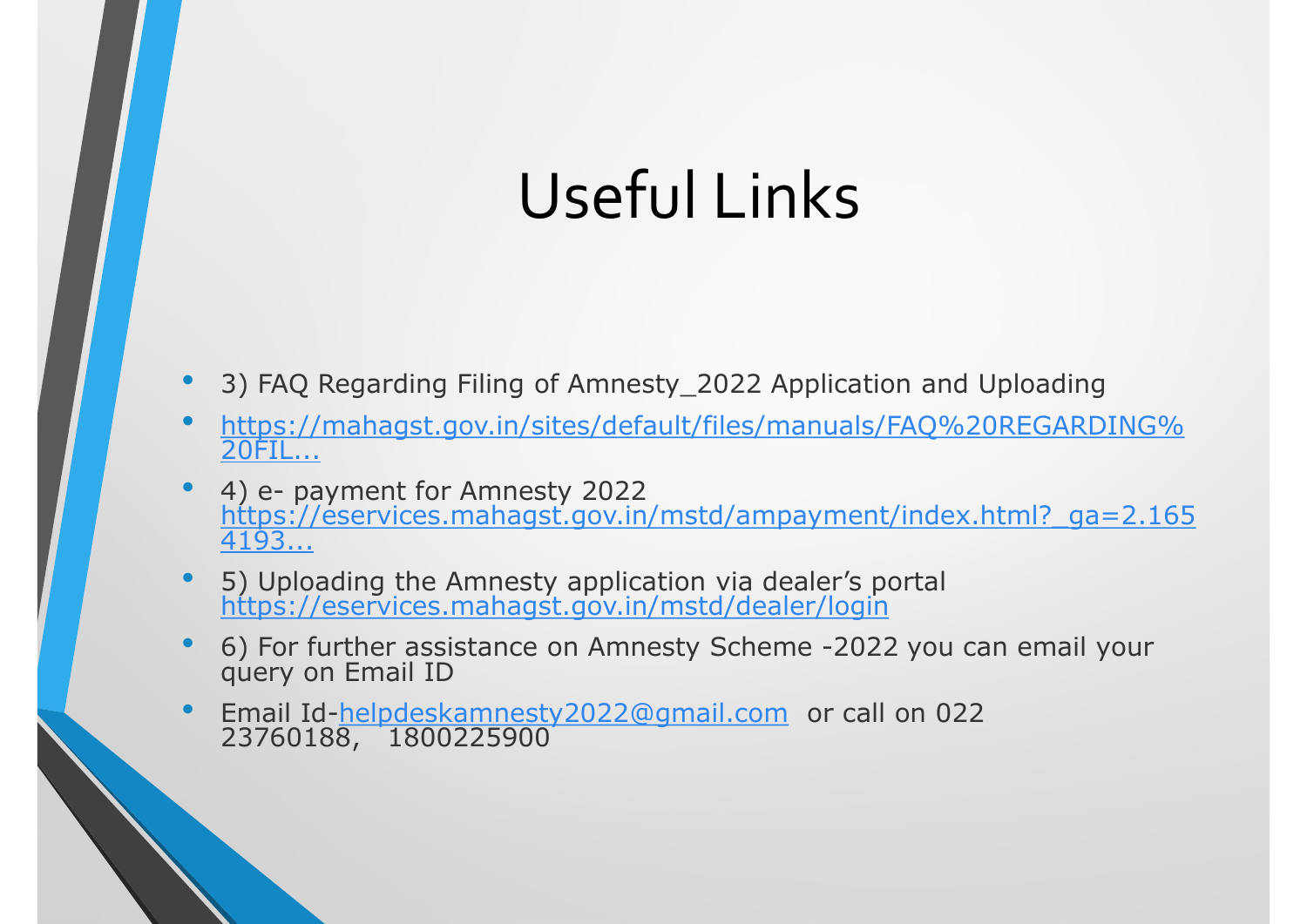# Useful Links

- 3) FAQ Regarding Filing of Amnesty_2022 Application and Uploading
- https://mahagst.gov.in/sites/default/files/manuals/FAQ%20REGARDING%20FIL...
- 4) e- payment for Amnesty 2022 https://eservices.mahagst.gov.in/mstd/ampayment/index.html?_ga=2.1654193...
- 5) Uploading the Amnesty application via dealer's portal https://eservices.mahagst.gov.in/mstd/dealer/login
- 6) For further assistance on Amnesty Scheme -2022 you can email your query on Email ID
- Email Id-helpdeskamnesty2022@gmail.com or call on 022 23760188, 1800225900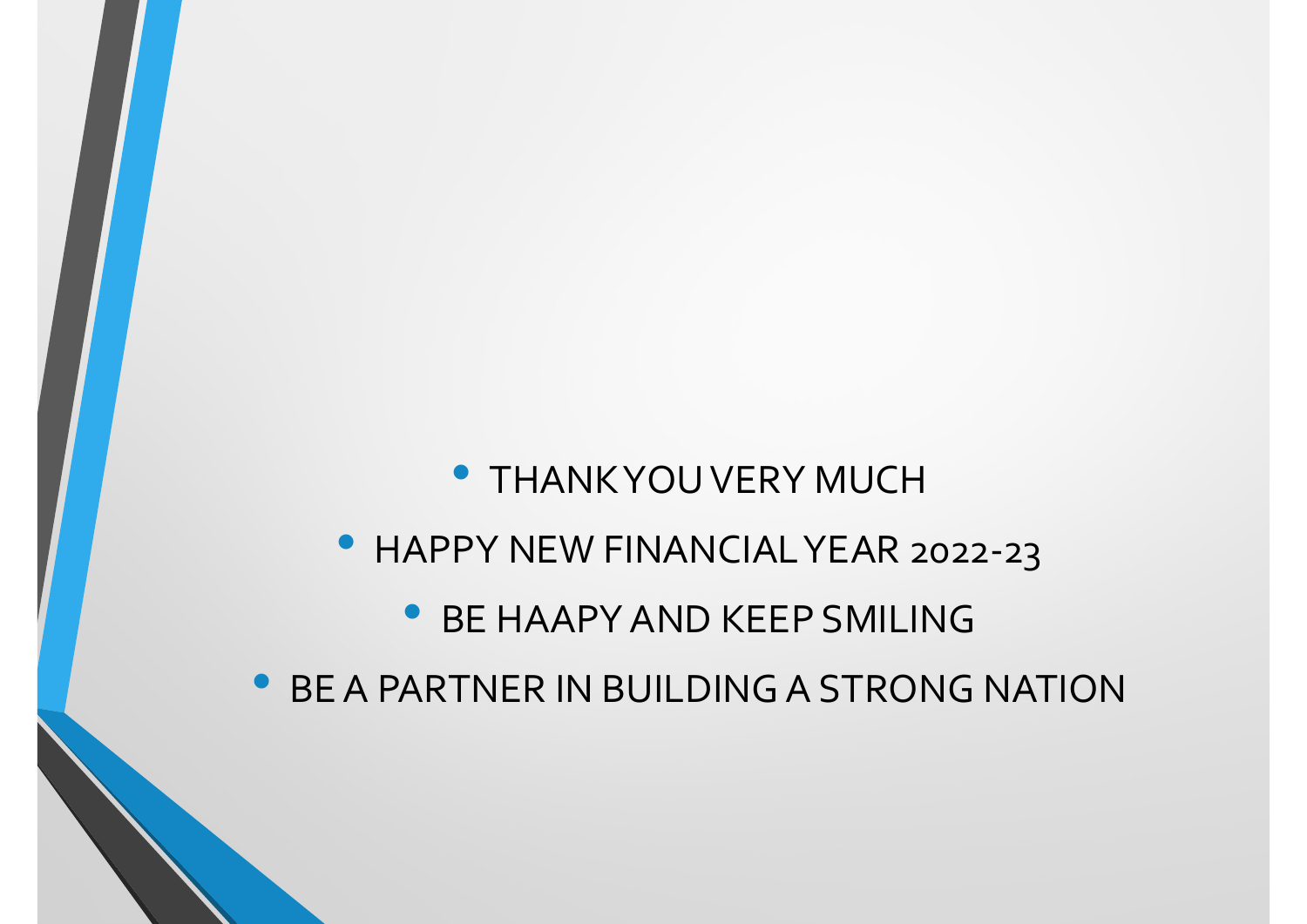- THANK YOU VERY MUCH
- HAPPY NEW FINANCIAL YEAR 2022-23
- BE HAAPY AND KEEP SMILING
- BE A PARTNER IN BUILDING A STRONG NATION